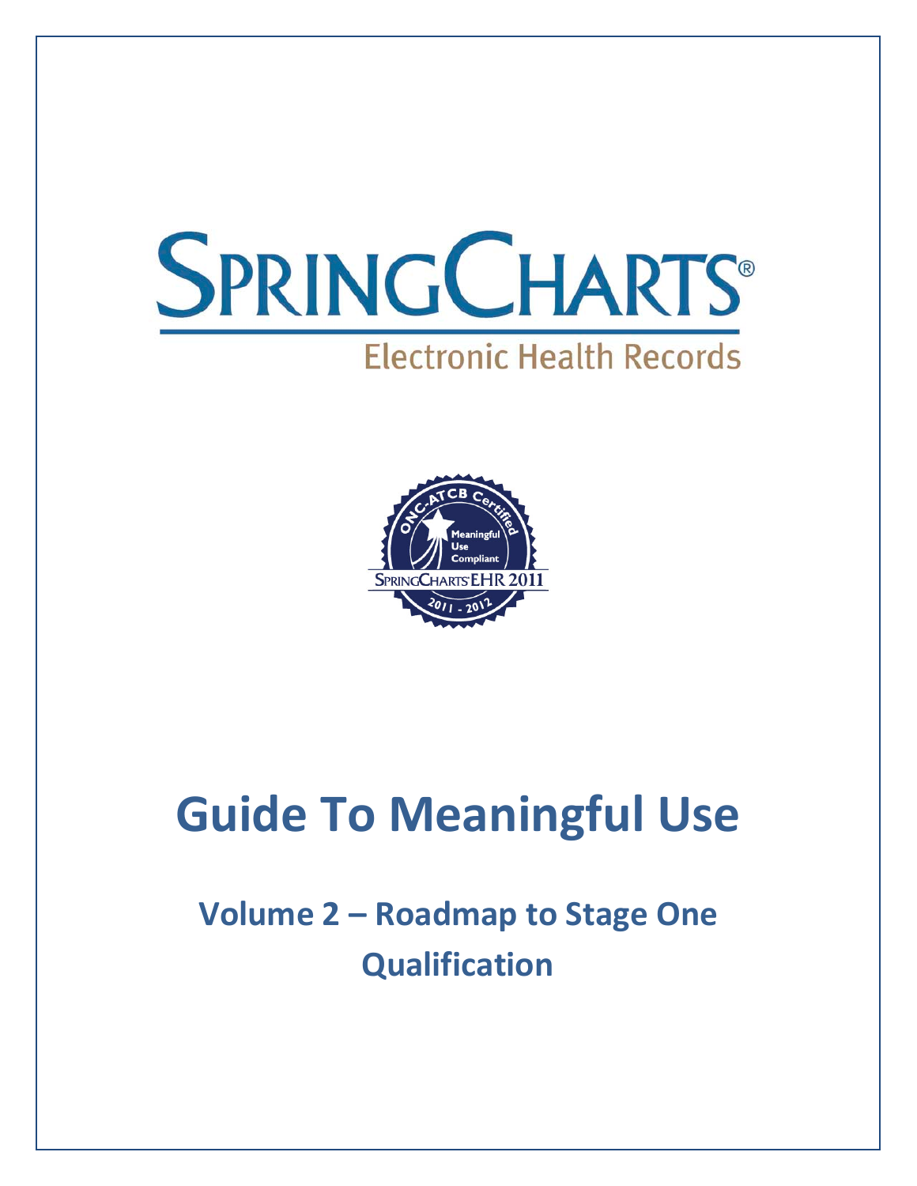# SPRINGCHARTS®

Electronic Health Records

ONC-ATCB Certified
Meaningful Use Compliant
SPRINGCHARTS EHR 2011
2011 - 2012

# Guide To Meaningful Use

## Volume 2 – Roadmap to Stage One Qualification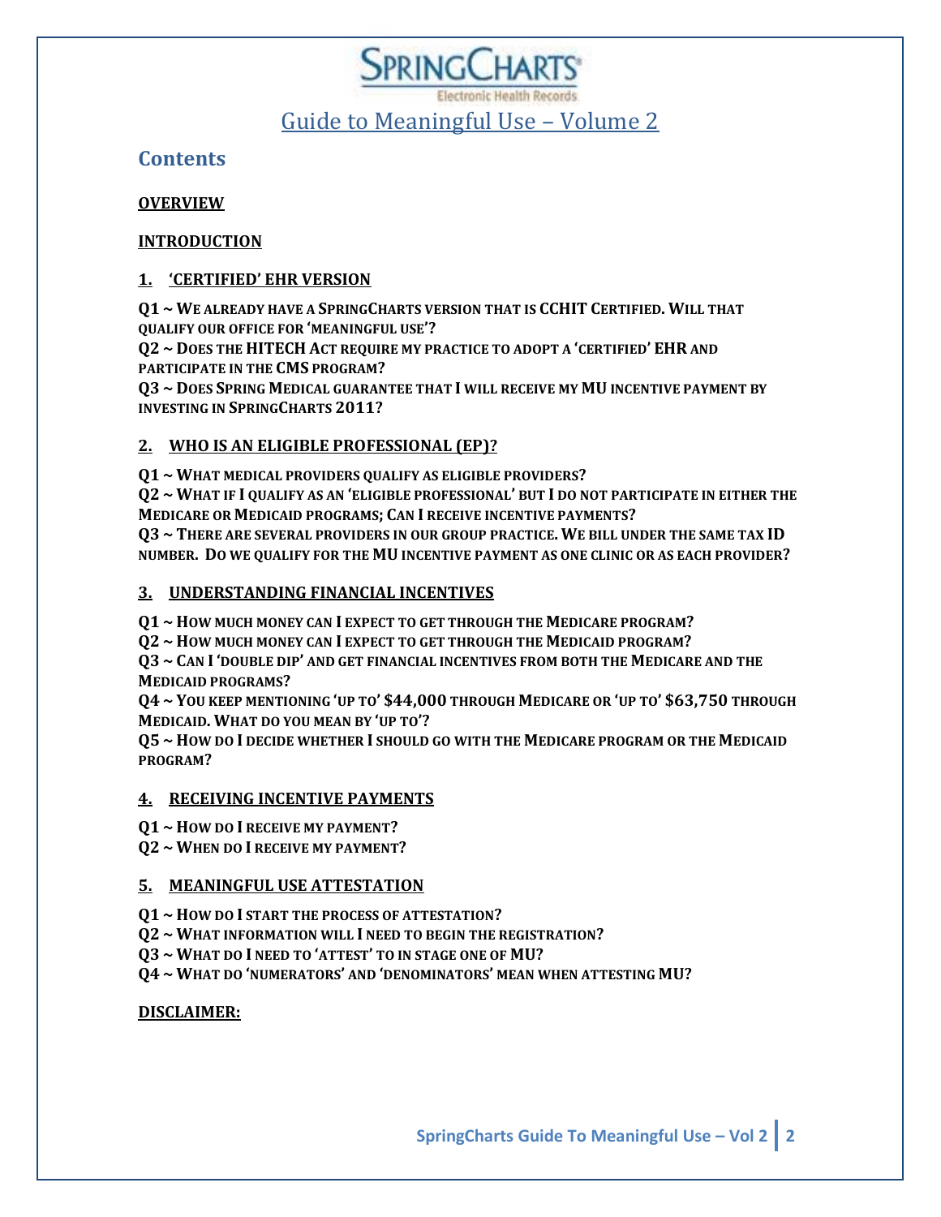SPRINGCHARTS

Electronic Health Records

# Guide to Meaningful Use – Volume 2

## Contents

**OVERVIEW**

**INTRODUCTION**

**1. 'CERTIFIED' EHR VERSION**

**Q1 ~ WE ALREADY HAVE A SPRINGCHARTS VERSION THAT IS CCHIT CERTIFIED. WILL THAT QUALIFY OUR OFFICE FOR 'MEANINGFUL USE'?**
**Q2 ~ DOES THE HITECH ACT REQUIRE MY PRACTICE TO ADOPT A 'CERTIFIED' EHR AND PARTICIPATE IN THE CMS PROGRAM?**
**Q3 ~ DOES SPRING MEDICAL GUARANTEE THAT I WILL RECEIVE MY MU INCENTIVE PAYMENT BY INVESTING IN SPRINGCHARTS 2011?**

**2. WHO IS AN ELIGIBLE PROFESSIONAL (EP)?**

**Q1 ~ WHAT MEDICAL PROVIDERS QUALIFY AS ELIGIBLE PROVIDERS?**
**Q2 ~ WHAT IF I QUALIFY AS AN 'ELIGIBLE PROFESSIONAL' BUT I DO NOT PARTICIPATE IN EITHER THE MEDICARE OR MEDICAID PROGRAMS; CAN I RECEIVE INCENTIVE PAYMENTS?**
**Q3 ~ THERE ARE SEVERAL PROVIDERS IN OUR GROUP PRACTICE. WE BILL UNDER THE SAME TAX ID NUMBER. DO WE QUALIFY FOR THE MU INCENTIVE PAYMENT AS ONE CLINIC OR AS EACH PROVIDER?**

**3. UNDERSTANDING FINANCIAL INCENTIVES**

**Q1 ~ HOW MUCH MONEY CAN I EXPECT TO GET THROUGH THE MEDICARE PROGRAM?**
**Q2 ~ HOW MUCH MONEY CAN I EXPECT TO GET THROUGH THE MEDICAID PROGRAM?**
**Q3 ~ CAN I 'DOUBLE DIP' AND GET FINANCIAL INCENTIVES FROM BOTH THE MEDICARE AND THE MEDICAID PROGRAMS?**
**Q4 ~ YOU KEEP MENTIONING 'UP TO' $44,000 THROUGH MEDICARE OR 'UP TO' $63,750 THROUGH MEDICAID. WHAT DO YOU MEAN BY 'UP TO'?**
**Q5 ~ HOW DO I DECIDE WHETHER I SHOULD GO WITH THE MEDICARE PROGRAM OR THE MEDICAID PROGRAM?**

**4. RECEIVING INCENTIVE PAYMENTS**

**Q1 ~ HOW DO I RECEIVE MY PAYMENT?**
**Q2 ~ WHEN DO I RECEIVE MY PAYMENT?**

**5. MEANINGFUL USE ATTESTATION**

**Q1 ~ HOW DO I START THE PROCESS OF ATTESTATION?**
**Q2 ~ WHAT INFORMATION WILL I NEED TO BEGIN THE REGISTRATION?**
**Q3 ~ WHAT DO I NEED TO 'ATTEST' TO IN STAGE ONE OF MU?**
**Q4 ~ WHAT DO 'NUMERATORS' AND 'DENOMINATORS' MEAN WHEN ATTESTING MU?**

**DISCLAIMER:**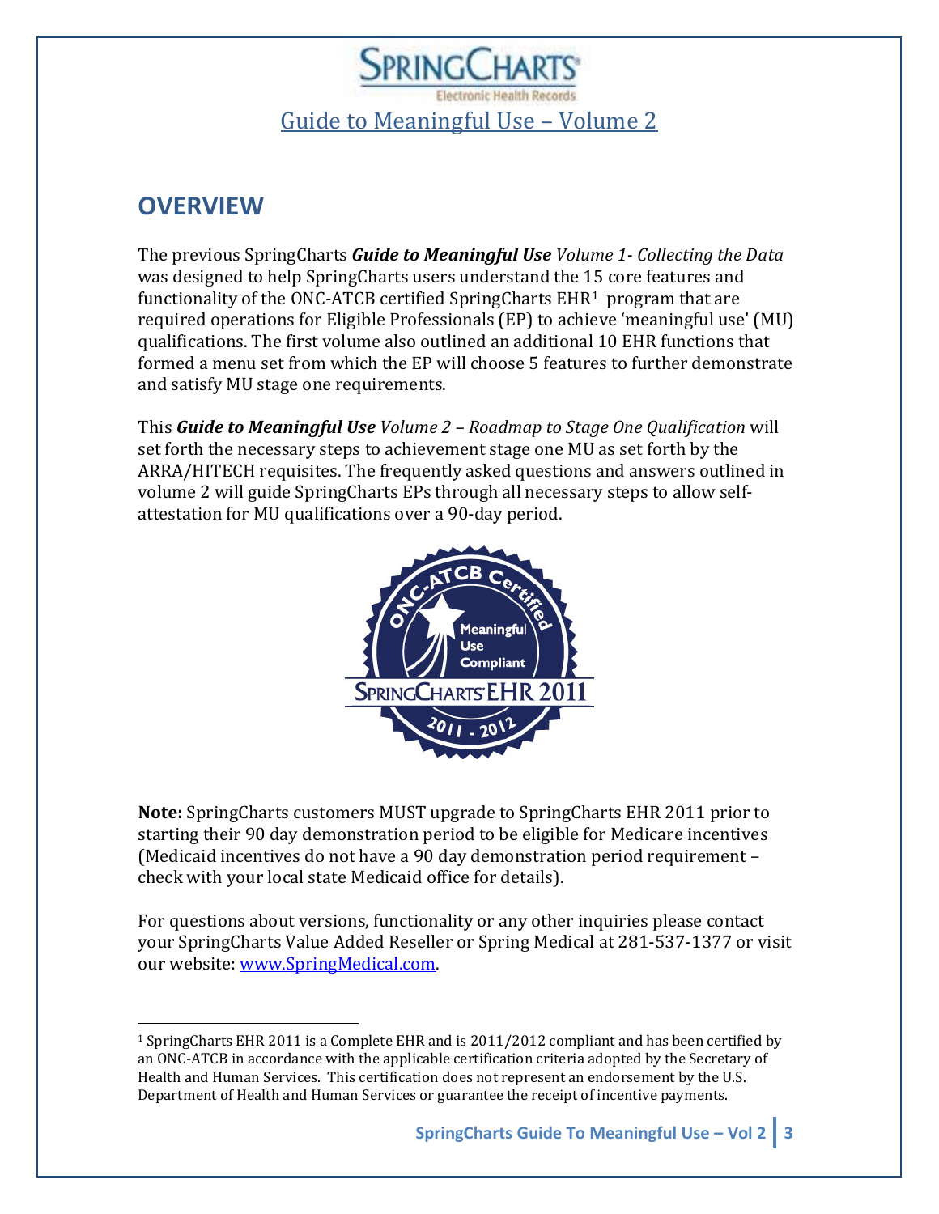SPRINGCHARTS®
Electronic Health Records

Guide to Meaningful Use – Volume 2

## OVERVIEW

The previous SpringCharts ***Guide to Meaningful Use*** *Volume 1- Collecting the Data* was designed to help SpringCharts users understand the 15 core features and functionality of the ONC-ATCB certified SpringCharts EHR[1] program that are required operations for Eligible Professionals (EP) to achieve 'meaningful use' (MU) qualifications. The first volume also outlined an additional 10 EHR functions that formed a menu set from which the EP will choose 5 features to further demonstrate and satisfy MU stage one requirements.

This ***Guide to Meaningful Use*** *Volume 2 – Roadmap to Stage One Qualification* will set forth the necessary steps to achievement stage one MU as set forth by the ARRA/HITECH requisites. The frequently asked questions and answers outlined in volume 2 will guide SpringCharts EPs through all necessary steps to allow self-attestation for MU qualifications over a 90-day period.

ONC-ATCB Certified
Meaningful Use Compliant
SPRINGCHARTS® EHR 2011
2011 - 2012

**Note:** SpringCharts customers MUST upgrade to SpringCharts EHR 2011 prior to starting their 90 day demonstration period to be eligible for Medicare incentives (Medicaid incentives do not have a 90 day demonstration period requirement – check with your local state Medicaid office for details).

For questions about versions, functionality or any other inquiries please contact your SpringCharts Value Added Reseller or Spring Medical at 281-537-1377 or visit our website: [www.SpringMedical.com](http://www.SpringMedical.com).

---

[1] SpringCharts EHR 2011 is a Complete EHR and is 2011/2012 compliant and has been certified by an ONC-ATCB in accordance with the applicable certification criteria adopted by the Secretary of Health and Human Services. This certification does not represent an endorsement by the U.S. Department of Health and Human Services or guarantee the receipt of incentive payments.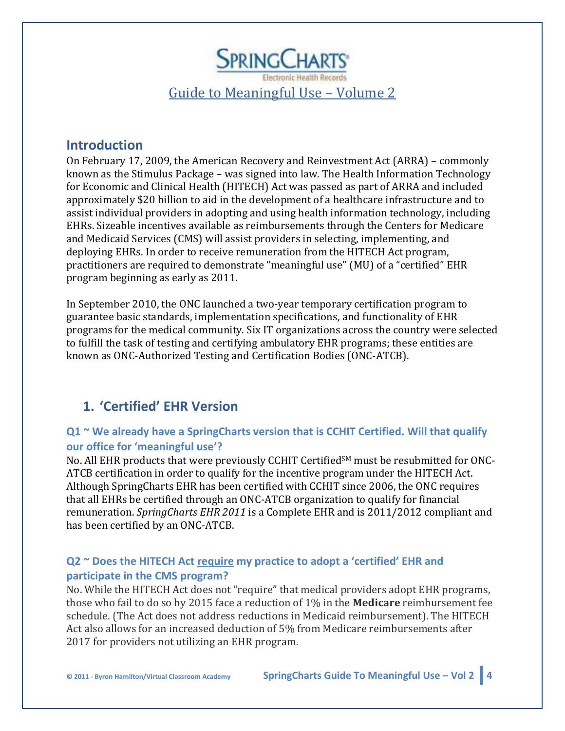# SpringCharts

Electronic Health Records

Guide to Meaningful Use – Volume 2

## Introduction

On February 17, 2009, the American Recovery and Reinvestment Act (ARRA) – commonly known as the Stimulus Package – was signed into law. The Health Information Technology for Economic and Clinical Health (HITECH) Act was passed as part of ARRA and included approximately $20 billion to aid in the development of a healthcare infrastructure and to assist individual providers in adopting and using health information technology, including EHRs. Sizeable incentives available as reimbursements through the Centers for Medicare and Medicaid Services (CMS) will assist providers in selecting, implementing, and deploying EHRs. In order to receive remuneration from the HITECH Act program, practitioners are required to demonstrate "meaningful use" (MU) of a "certified" EHR program beginning as early as 2011.

In September 2010, the ONC launched a two-year temporary certification program to guarantee basic standards, implementation specifications, and functionality of EHR programs for the medical community. Six IT organizations across the country were selected to fulfill the task of testing and certifying ambulatory EHR programs; these entities are known as ONC-Authorized Testing and Certification Bodies (ONC-ATCB).

## 1. 'Certified' EHR Version

### Q1 ~ We already have a SpringCharts version that is CCHIT Certified. Will that qualify our office for 'meaningful use'?

No. All EHR products that were previously CCHIT Certified[SM] must be resubmitted for ONC-ATCB certification in order to qualify for the incentive program under the HITECH Act. Although SpringCharts EHR has been certified with CCHIT since 2006, the ONC requires that all EHRs be certified through an ONC-ATCB organization to qualify for financial remuneration. *SpringCharts EHR 2011* is a Complete EHR and is 2011/2012 compliant and has been certified by an ONC-ATCB.

### Q2 ~ Does the HITECH Act require my practice to adopt a 'certified' EHR and participate in the CMS program?

No. While the HITECH Act does not "require" that medical providers adopt EHR programs, those who fail to do so by 2015 face a reduction of 1% in the **Medicare** reimbursement fee schedule. (The Act does not address reductions in Medicaid reimbursement). The HITECH Act also allows for an increased deduction of 5% from Medicare reimbursements after 2017 for providers not utilizing an EHR program.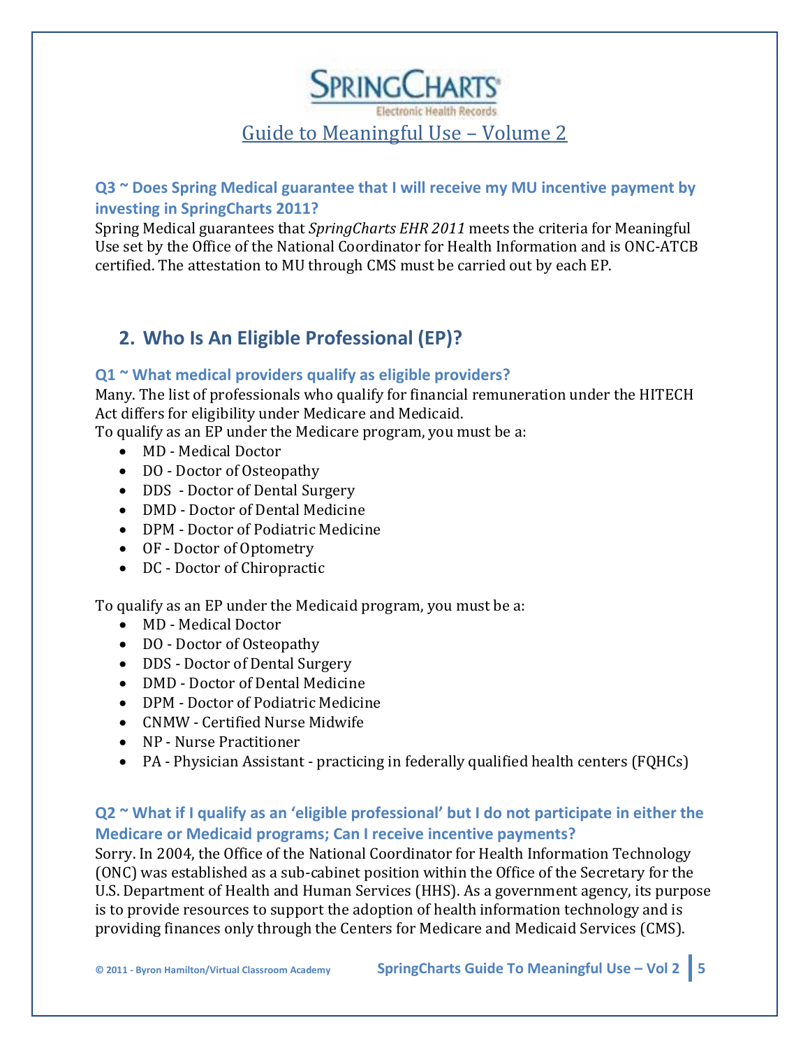# Guide to Meaningful Use – Volume 2

### Q3 ~ Does Spring Medical guarantee that I will receive my MU incentive payment by investing in SpringCharts 2011?

Spring Medical guarantees that *SpringCharts EHR 2011* meets the criteria for Meaningful Use set by the Office of the National Coordinator for Health Information and is ONC-ATCB certified. The attestation to MU through CMS must be carried out by each EP.

## 2. Who Is An Eligible Professional (EP)?

### Q1 ~ What medical providers qualify as eligible providers?

Many. The list of professionals who qualify for financial remuneration under the HITECH Act differs for eligibility under Medicare and Medicaid.

To qualify as an EP under the Medicare program, you must be a:

- MD - Medical Doctor
- DO - Doctor of Osteopathy
- DDS - Doctor of Dental Surgery
- DMD - Doctor of Dental Medicine
- DPM - Doctor of Podiatric Medicine
- OF - Doctor of Optometry
- DC - Doctor of Chiropractic

To qualify as an EP under the Medicaid program, you must be a:

- MD - Medical Doctor
- DO - Doctor of Osteopathy
- DDS - Doctor of Dental Surgery
- DMD - Doctor of Dental Medicine
- DPM - Doctor of Podiatric Medicine
- CNMW - Certified Nurse Midwife
- NP - Nurse Practitioner
- PA - Physician Assistant - practicing in federally qualified health centers (FQHCs)

### Q2 ~ What if I qualify as an 'eligible professional' but I do not participate in either the Medicare or Medicaid programs; Can I receive incentive payments?

Sorry. In 2004, the Office of the National Coordinator for Health Information Technology (ONC) was established as a sub-cabinet position within the Office of the Secretary for the U.S. Department of Health and Human Services (HHS). As a government agency, its purpose is to provide resources to support the adoption of health information technology and is providing finances only through the Centers for Medicare and Medicaid Services (CMS).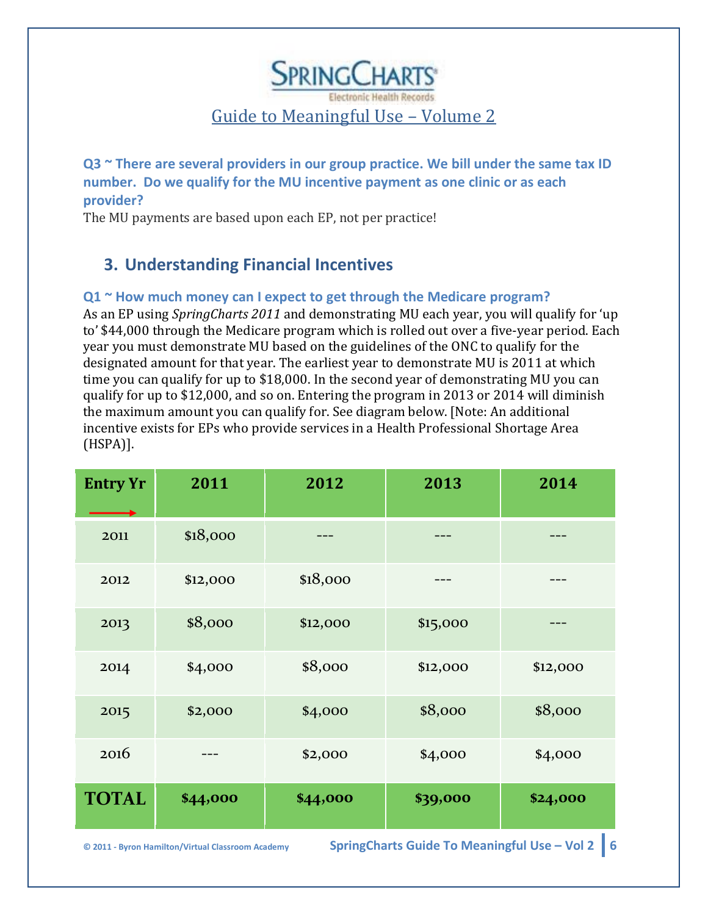Guide to Meaningful Use – Volume 2

**Q3 ~ There are several providers in our group practice. We bill under the same tax ID number. Do we qualify for the MU incentive payment as one clinic or as each provider?**

The MU payments are based upon each EP, not per practice!

## 3. Understanding Financial Incentives

**Q1 ~ How much money can I expect to get through the Medicare program?**

As an EP using *SpringCharts 2011* and demonstrating MU each year, you will qualify for 'up to' $44,000 through the Medicare program which is rolled out over a five-year period. Each year you must demonstrate MU based on the guidelines of the ONC to qualify for the designated amount for that year. The earliest year to demonstrate MU is 2011 at which time you can qualify for up to $18,000. In the second year of demonstrating MU you can qualify for up to $12,000, and so on. Entering the program in 2013 or 2014 will diminish the maximum amount you can qualify for. See diagram below. [Note: An additional incentive exists for EPs who provide services in a Health Professional Shortage Area (HSPA)].

| Entry Yr → | 2011 | 2012 | 2013 | 2014 |
|---|---|---|---|---|
| 2011 | $18,000 | --- | --- | --- |
| 2012 | $12,000 | $18,000 | --- | --- |
| 2013 | $8,000 | $12,000 | $15,000 | --- |
| 2014 | $4,000 | $8,000 | $12,000 | $12,000 |
| 2015 | $2,000 | $4,000 | $8,000 | $8,000 |
| 2016 | --- | $2,000 | $4,000 | $4,000 |
| **TOTAL** | **$44,000** | **$44,000** | **$39,000** | **$24,000** |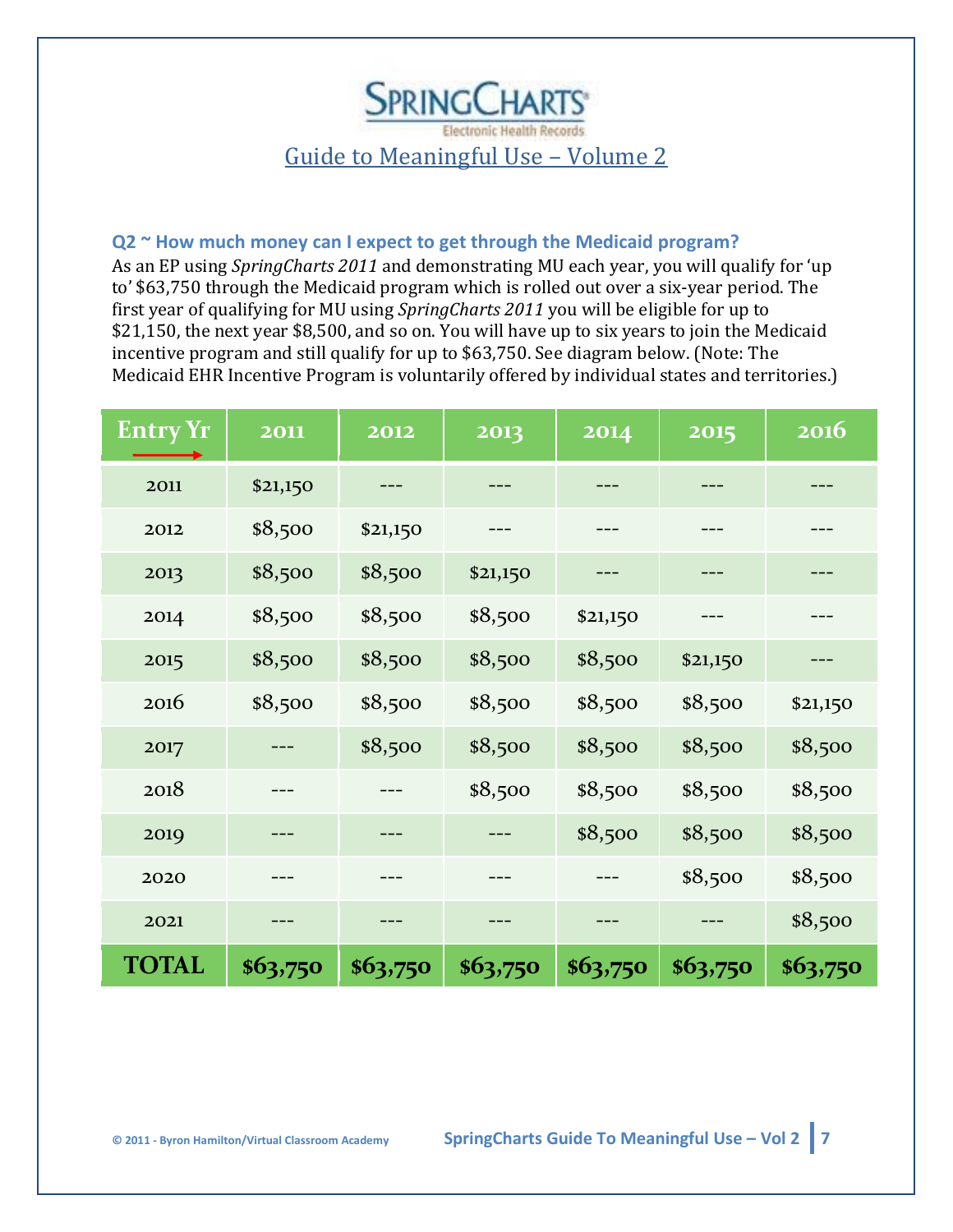Guide to Meaningful Use – Volume 2

### Q2 ~ How much money can I expect to get through the Medicaid program?

As an EP using *SpringCharts 2011* and demonstrating MU each year, you will qualify for 'up to' $63,750 through the Medicaid program which is rolled out over a six-year period. The first year of qualifying for MU using *SpringCharts 2011* you will be eligible for up to $21,150, the next year $8,500, and so on. You will have up to six years to join the Medicaid incentive program and still qualify for up to $63,750. See diagram below. (Note: The Medicaid EHR Incentive Program is voluntarily offered by individual states and territories.)

| Entry Yr → | 2011 | 2012 | 2013 | 2014 | 2015 | 2016 |
|---|---|---|---|---|---|---|
| 2011 | $21,150 | --- | --- | --- | --- | --- |
| 2012 | $8,500 | $21,150 | --- | --- | --- | --- |
| 2013 | $8,500 | $8,500 | $21,150 | --- | --- | --- |
| 2014 | $8,500 | $8,500 | $8,500 | $21,150 | --- | --- |
| 2015 | $8,500 | $8,500 | $8,500 | $8,500 | $21,150 | --- |
| 2016 | $8,500 | $8,500 | $8,500 | $8,500 | $8,500 | $21,150 |
| 2017 | --- | $8,500 | $8,500 | $8,500 | $8,500 | $8,500 |
| 2018 | --- | --- | $8,500 | $8,500 | $8,500 | $8,500 |
| 2019 | --- | --- | --- | $8,500 | $8,500 | $8,500 |
| 2020 | --- | --- | --- | --- | $8,500 | $8,500 |
| 2021 | --- | --- | --- | --- | --- | $8,500 |
| **TOTAL** | **$63,750** | **$63,750** | **$63,750** | **$63,750** | **$63,750** | **$63,750** |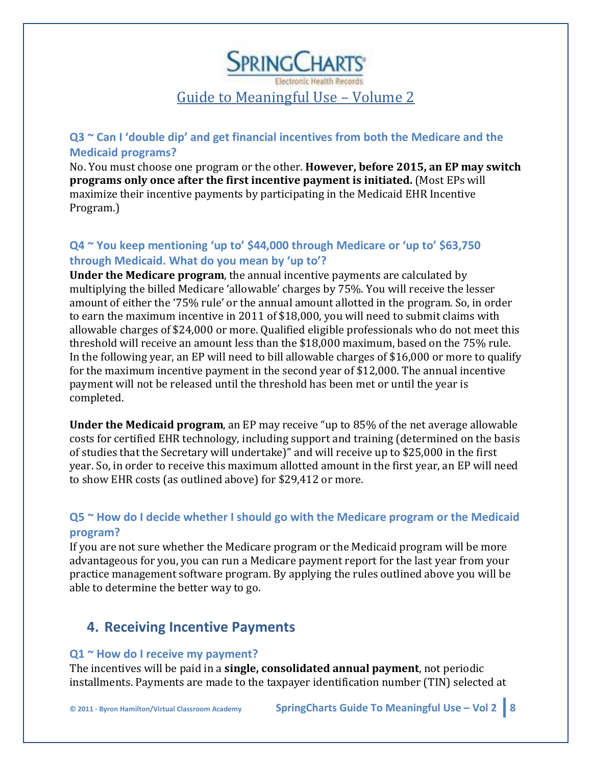**Q3 ~ Can I 'double dip' and get financial incentives from both the Medicare and the Medicaid programs?**

No. You must choose one program or the other. **However, before 2015, an EP may switch programs only once after the first incentive payment is initiated.** (Most EPs will maximize their incentive payments by participating in the Medicaid EHR Incentive Program.)

**Q4 ~ You keep mentioning 'up to' $44,000 through Medicare or 'up to' $63,750 through Medicaid. What do you mean by 'up to'?**

**Under the Medicare program**, the annual incentive payments are calculated by multiplying the billed Medicare 'allowable' charges by 75%. You will receive the lesser amount of either the '75% rule' or the annual amount allotted in the program. So, in order to earn the maximum incentive in 2011 of $18,000, you will need to submit claims with allowable charges of $24,000 or more. Qualified eligible professionals who do not meet this threshold will receive an amount less than the $18,000 maximum, based on the 75% rule. In the following year, an EP will need to bill allowable charges of $16,000 or more to qualify for the maximum incentive payment in the second year of $12,000. The annual incentive payment will not be released until the threshold has been met or until the year is completed.

**Under the Medicaid program**, an EP may receive "up to 85% of the net average allowable costs for certified EHR technology, including support and training (determined on the basis of studies that the Secretary will undertake)" and will receive up to $25,000 in the first year. So, in order to receive this maximum allotted amount in the first year, an EP will need to show EHR costs (as outlined above) for $29,412 or more.

**Q5 ~ How do I decide whether I should go with the Medicare program or the Medicaid program?**

If you are not sure whether the Medicare program or the Medicaid program will be more advantageous for you, you can run a Medicare payment report for the last year from your practice management software program. By applying the rules outlined above you will be able to determine the better way to go.

## 4. Receiving Incentive Payments

**Q1 ~ How do I receive my payment?**

The incentives will be paid in a **single, consolidated annual payment**, not periodic installments. Payments are made to the taxpayer identification number (TIN) selected at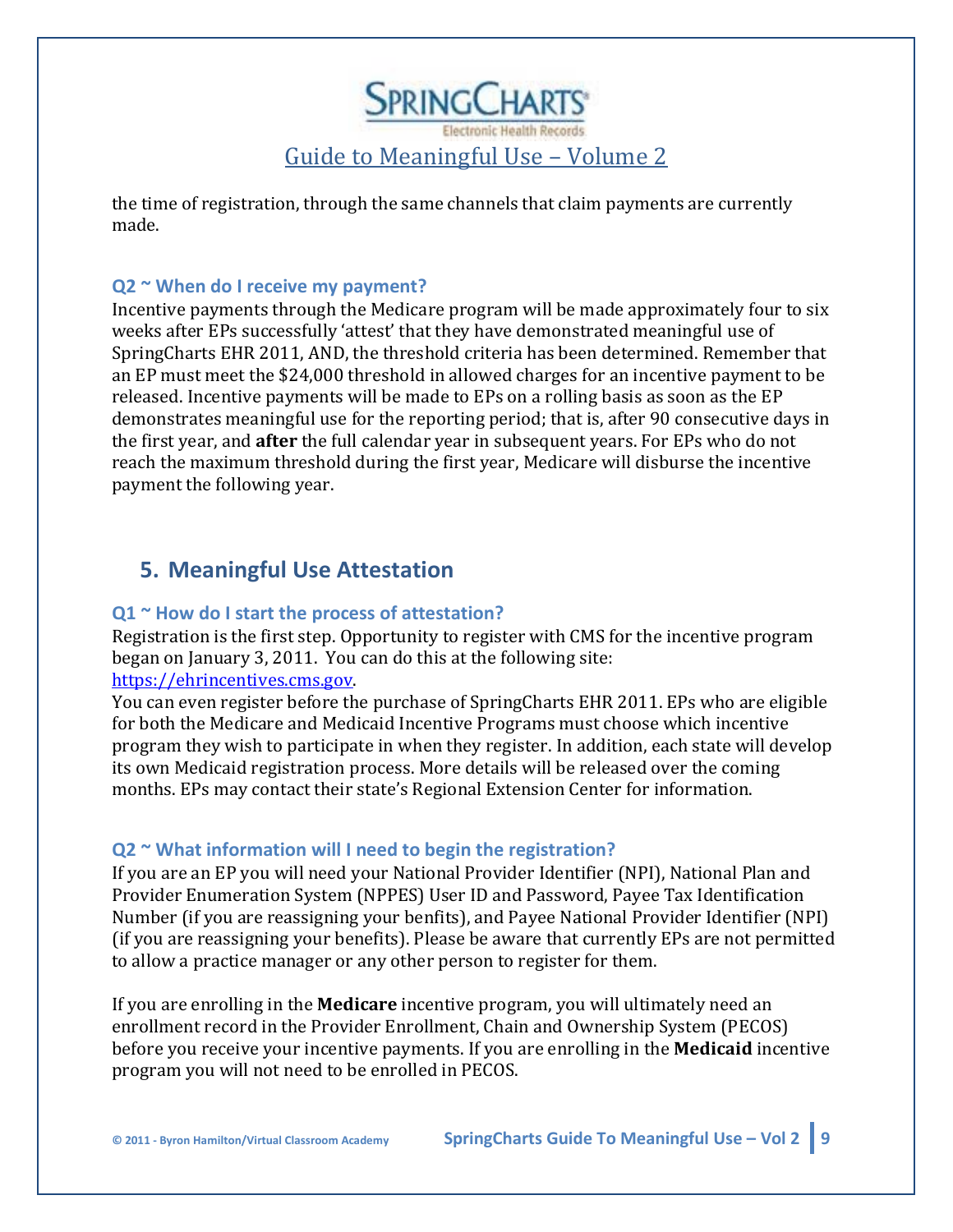the time of registration, through the same channels that claim payments are currently made.

### Q2 ~ When do I receive my payment?

Incentive payments through the Medicare program will be made approximately four to six weeks after EPs successfully 'attest' that they have demonstrated meaningful use of SpringCharts EHR 2011, AND, the threshold criteria has been determined. Remember that an EP must meet the $24,000 threshold in allowed charges for an incentive payment to be released. Incentive payments will be made to EPs on a rolling basis as soon as the EP demonstrates meaningful use for the reporting period; that is, after 90 consecutive days in the first year, and **after** the full calendar year in subsequent years. For EPs who do not reach the maximum threshold during the first year, Medicare will disburse the incentive payment the following year.

## 5. Meaningful Use Attestation

### Q1 ~ How do I start the process of attestation?

Registration is the first step. Opportunity to register with CMS for the incentive program began on January 3, 2011. You can do this at the following site: [https://ehrincentives.cms.gov](https://ehrincentives.cms.gov).

You can even register before the purchase of SpringCharts EHR 2011. EPs who are eligible for both the Medicare and Medicaid Incentive Programs must choose which incentive program they wish to participate in when they register. In addition, each state will develop its own Medicaid registration process. More details will be released over the coming months. EPs may contact their state's Regional Extension Center for information.

### Q2 ~ What information will I need to begin the registration?

If you are an EP you will need your National Provider Identifier (NPI), National Plan and Provider Enumeration System (NPPES) User ID and Password, Payee Tax Identification Number (if you are reassigning your benfits), and Payee National Provider Identifier (NPI) (if you are reassigning your benefits). Please be aware that currently EPs are not permitted to allow a practice manager or any other person to register for them.

If you are enrolling in the **Medicare** incentive program, you will ultimately need an enrollment record in the Provider Enrollment, Chain and Ownership System (PECOS) before you receive your incentive payments. If you are enrolling in the **Medicaid** incentive program you will not need to be enrolled in PECOS.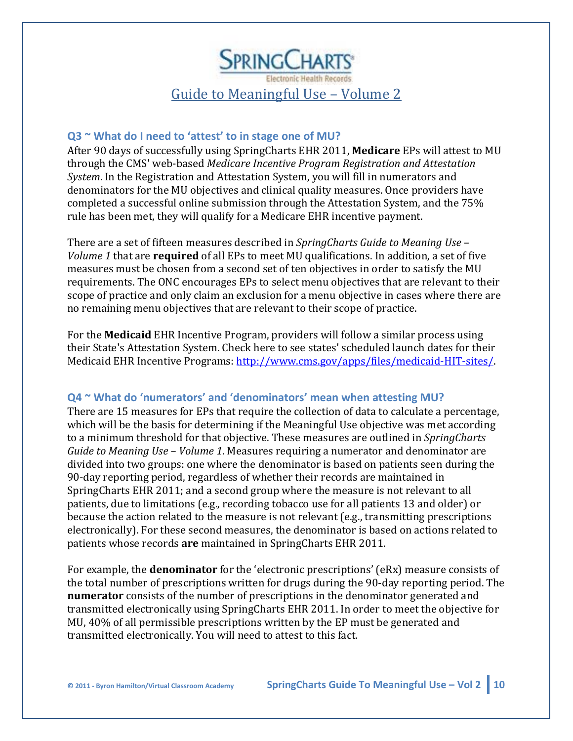## Q3 ~ What do I need to 'attest' to in stage one of MU?

After 90 days of successfully using SpringCharts EHR 2011, **Medicare** EPs will attest to MU through the CMS' web-based *Medicare Incentive Program Registration and Attestation System*. In the Registration and Attestation System, you will fill in numerators and denominators for the MU objectives and clinical quality measures. Once providers have completed a successful online submission through the Attestation System, and the 75% rule has been met, they will qualify for a Medicare EHR incentive payment.

There are a set of fifteen measures described in *SpringCharts Guide to Meaning Use – Volume 1* that are **required** of all EPs to meet MU qualifications. In addition, a set of five measures must be chosen from a second set of ten objectives in order to satisfy the MU requirements. The ONC encourages EPs to select menu objectives that are relevant to their scope of practice and only claim an exclusion for a menu objective in cases where there are no remaining menu objectives that are relevant to their scope of practice.

For the **Medicaid** EHR Incentive Program, providers will follow a similar process using their State's Attestation System. Check here to see states' scheduled launch dates for their Medicaid EHR Incentive Programs: http://www.cms.gov/apps/files/medicaid-HIT-sites/.

## Q4 ~ What do 'numerators' and 'denominators' mean when attesting MU?

There are 15 measures for EPs that require the collection of data to calculate a percentage, which will be the basis for determining if the Meaningful Use objective was met according to a minimum threshold for that objective. These measures are outlined in *SpringCharts Guide to Meaning Use – Volume 1*. Measures requiring a numerator and denominator are divided into two groups: one where the denominator is based on patients seen during the 90-day reporting period, regardless of whether their records are maintained in SpringCharts EHR 2011; and a second group where the measure is not relevant to all patients, due to limitations (e.g., recording tobacco use for all patients 13 and older) or because the action related to the measure is not relevant (e.g., transmitting prescriptions electronically). For these second measures, the denominator is based on actions related to patients whose records **are** maintained in SpringCharts EHR 2011.

For example, the **denominator** for the 'electronic prescriptions' (eRx) measure consists of the total number of prescriptions written for drugs during the 90-day reporting period. The **numerator** consists of the number of prescriptions in the denominator generated and transmitted electronically using SpringCharts EHR 2011. In order to meet the objective for MU, 40% of all permissible prescriptions written by the EP must be generated and transmitted electronically. You will need to attest to this fact.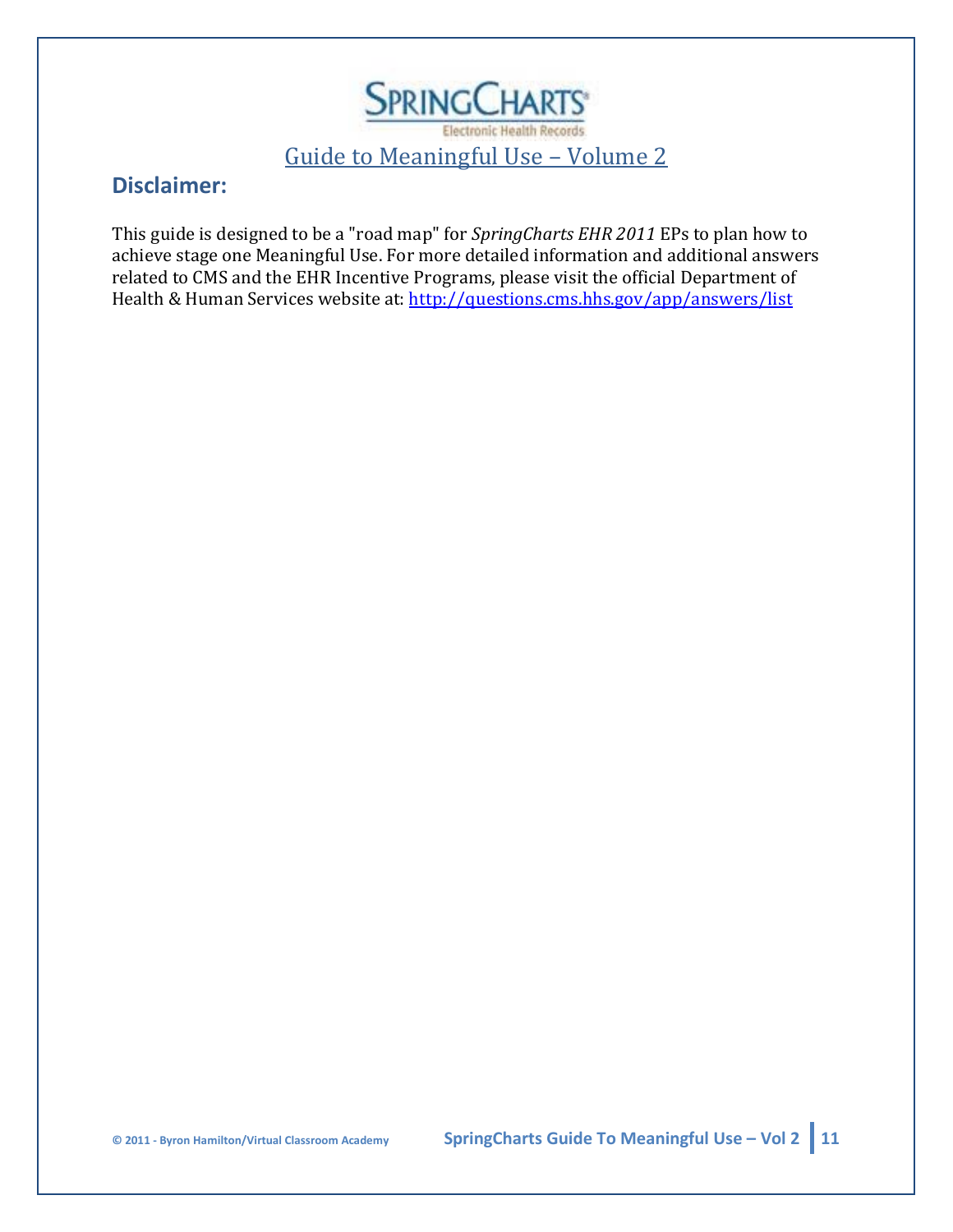Guide to Meaningful Use – Volume 2

## Disclaimer:

This guide is designed to be a "road map" for *SpringCharts EHR 2011* EPs to plan how to achieve stage one Meaningful Use. For more detailed information and additional answers related to CMS and the EHR Incentive Programs, please visit the official Department of Health & Human Services website at: http://questions.cms.hhs.gov/app/answers/list